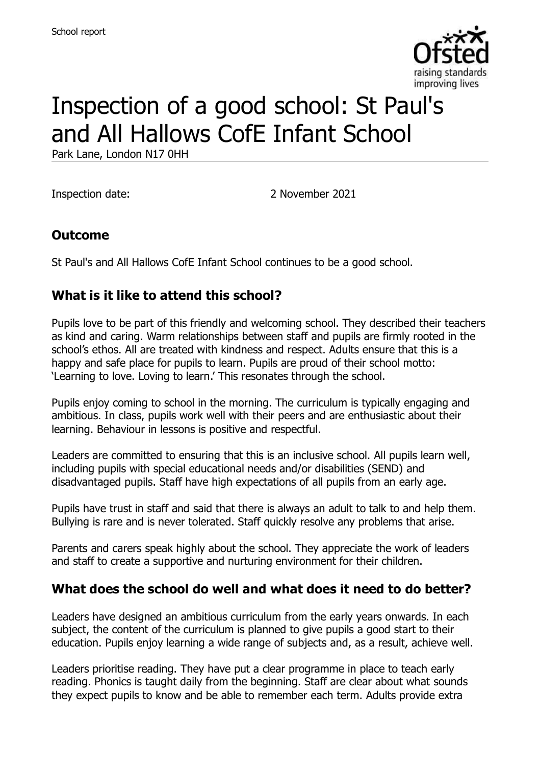School report

# Inspection of a good school: St Paul's and All Hallows CofE Infant School

Park Lane, London N17 0HH

Inspection date: 2 November 2021

## Outcome

St Paul's and All Hallows CofE Infant School continues to be a good school.

## What is it like to attend this school?

Pupils love to be part of this friendly and welcoming school. They described their teachers as kind and caring. Warm relationships between staff and pupils are firmly rooted in the school's ethos. All are treated with kindness and respect. Adults ensure that this is a happy and safe place for pupils to learn. Pupils are proud of their school motto: 'Learning to love. Loving to learn.' This resonates through the school.

Pupils enjoy coming to school in the morning. The curriculum is typically engaging and ambitious. In class, pupils work well with their peers and are enthusiastic about their learning. Behaviour in lessons is positive and respectful.

Leaders are committed to ensuring that this is an inclusive school. All pupils learn well, including pupils with special educational needs and/or disabilities (SEND) and disadvantaged pupils. Staff have high expectations of all pupils from an early age.

Pupils have trust in staff and said that there is always an adult to talk to and help them. Bullying is rare and is never tolerated. Staff quickly resolve any problems that arise.

Parents and carers speak highly about the school. They appreciate the work of leaders and staff to create a supportive and nurturing environment for their children.

## What does the school do well and what does it need to do better?

Leaders have designed an ambitious curriculum from the early years onwards. In each subject, the content of the curriculum is planned to give pupils a good start to their education. Pupils enjoy learning a wide range of subjects and, as a result, achieve well.

Leaders prioritise reading. They have put a clear programme in place to teach early reading. Phonics is taught daily from the beginning. Staff are clear about what sounds they expect pupils to know and be able to remember each term. Adults provide extra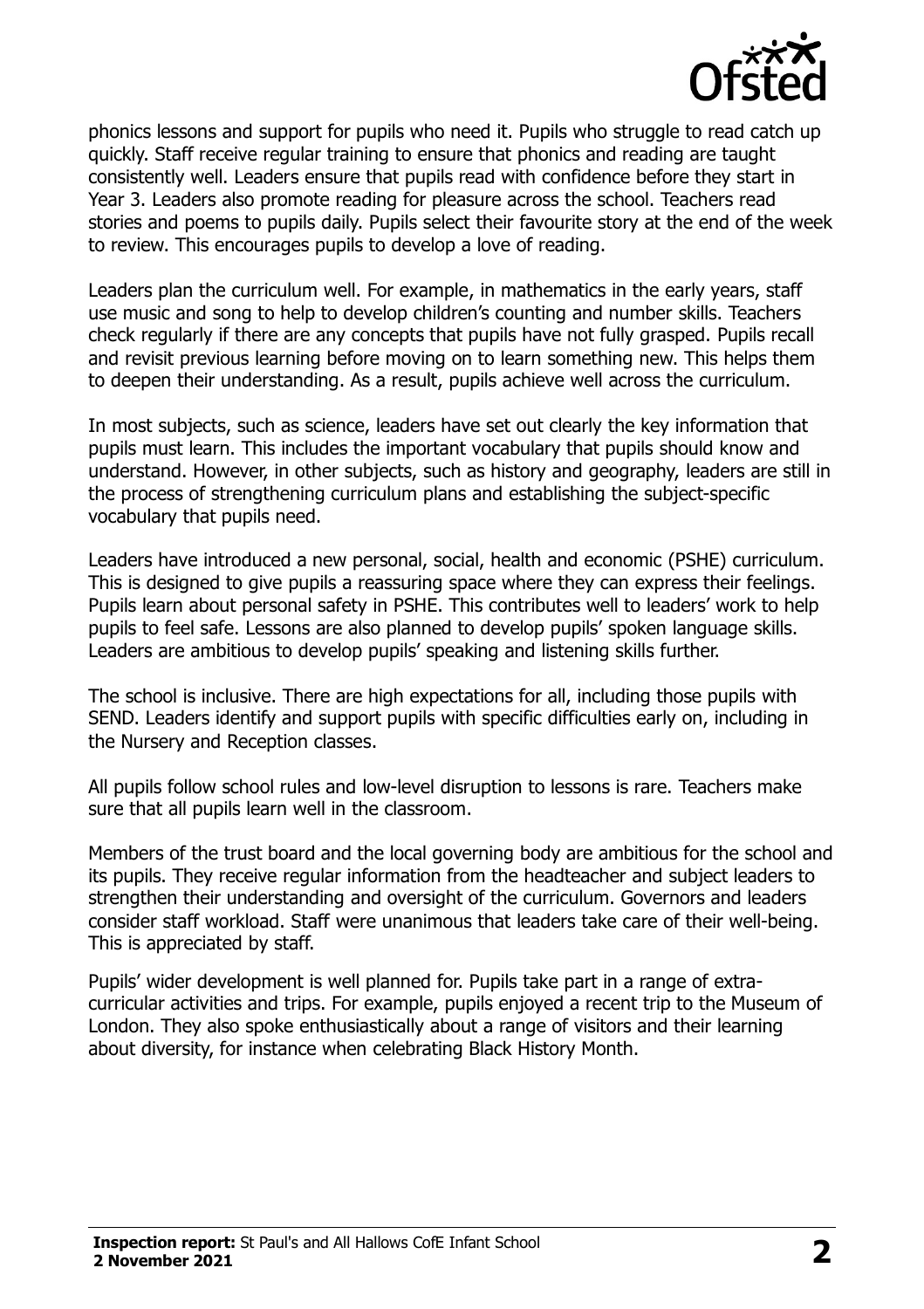phonics lessons and support for pupils who need it. Pupils who struggle to read catch up quickly. Staff receive regular training to ensure that phonics and reading are taught consistently well. Leaders ensure that pupils read with confidence before they start in Year 3. Leaders also promote reading for pleasure across the school. Teachers read stories and poems to pupils daily. Pupils select their favourite story at the end of the week to review. This encourages pupils to develop a love of reading.

Leaders plan the curriculum well. For example, in mathematics in the early years, staff use music and song to help to develop children's counting and number skills. Teachers check regularly if there are any concepts that pupils have not fully grasped. Pupils recall and revisit previous learning before moving on to learn something new. This helps them to deepen their understanding. As a result, pupils achieve well across the curriculum.

In most subjects, such as science, leaders have set out clearly the key information that pupils must learn. This includes the important vocabulary that pupils should know and understand. However, in other subjects, such as history and geography, leaders are still in the process of strengthening curriculum plans and establishing the subject-specific vocabulary that pupils need.

Leaders have introduced a new personal, social, health and economic (PSHE) curriculum. This is designed to give pupils a reassuring space where they can express their feelings. Pupils learn about personal safety in PSHE. This contributes well to leaders' work to help pupils to feel safe. Lessons are also planned to develop pupils' spoken language skills. Leaders are ambitious to develop pupils' speaking and listening skills further.

The school is inclusive. There are high expectations for all, including those pupils with SEND. Leaders identify and support pupils with specific difficulties early on, including in the Nursery and Reception classes.

All pupils follow school rules and low-level disruption to lessons is rare. Teachers make sure that all pupils learn well in the classroom.

Members of the trust board and the local governing body are ambitious for the school and its pupils. They receive regular information from the headteacher and subject leaders to strengthen their understanding and oversight of the curriculum. Governors and leaders consider staff workload. Staff were unanimous that leaders take care of their well-being. This is appreciated by staff.

Pupils' wider development is well planned for. Pupils take part in a range of extra-curricular activities and trips. For example, pupils enjoyed a recent trip to the Museum of London. They also spoke enthusiastically about a range of visitors and their learning about diversity, for instance when celebrating Black History Month.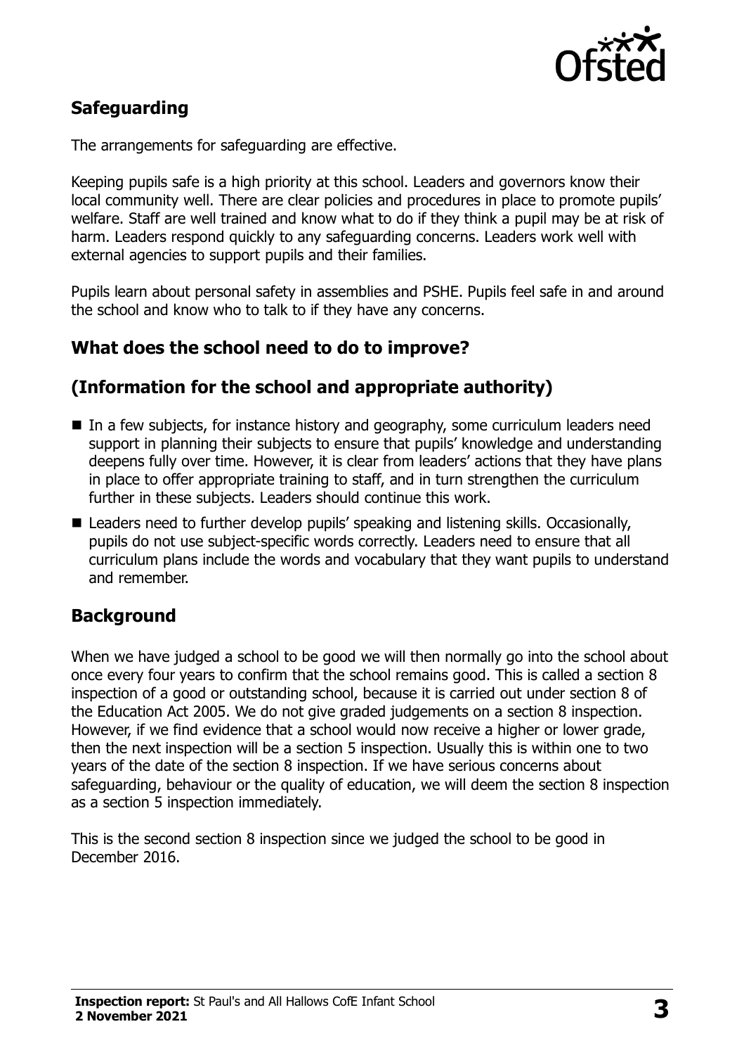## Safeguarding

The arrangements for safeguarding are effective.

Keeping pupils safe is a high priority at this school. Leaders and governors know their local community well. There are clear policies and procedures in place to promote pupils' welfare. Staff are well trained and know what to do if they think a pupil may be at risk of harm. Leaders respond quickly to any safeguarding concerns. Leaders work well with external agencies to support pupils and their families.

Pupils learn about personal safety in assemblies and PSHE. Pupils feel safe in and around the school and know who to talk to if they have any concerns.

## What does the school need to do to improve?

## (Information for the school and appropriate authority)

- In a few subjects, for instance history and geography, some curriculum leaders need support in planning their subjects to ensure that pupils' knowledge and understanding deepens fully over time. However, it is clear from leaders' actions that they have plans in place to offer appropriate training to staff, and in turn strengthen the curriculum further in these subjects. Leaders should continue this work.
- Leaders need to further develop pupils' speaking and listening skills. Occasionally, pupils do not use subject-specific words correctly. Leaders need to ensure that all curriculum plans include the words and vocabulary that they want pupils to understand and remember.

## Background

When we have judged a school to be good we will then normally go into the school about once every four years to confirm that the school remains good. This is called a section 8 inspection of a good or outstanding school, because it is carried out under section 8 of the Education Act 2005. We do not give graded judgements on a section 8 inspection. However, if we find evidence that a school would now receive a higher or lower grade, then the next inspection will be a section 5 inspection. Usually this is within one to two years of the date of the section 8 inspection. If we have serious concerns about safeguarding, behaviour or the quality of education, we will deem the section 8 inspection as a section 5 inspection immediately.

This is the second section 8 inspection since we judged the school to be good in December 2016.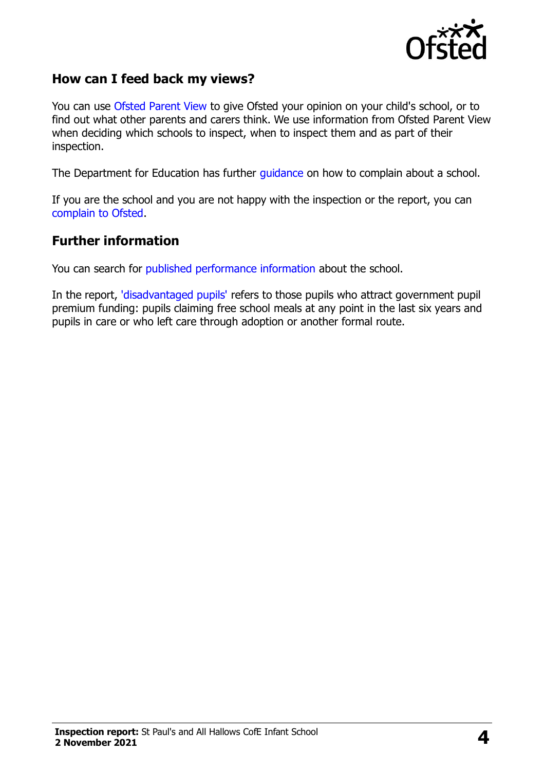## How can I feed back my views?

You can use Ofsted Parent View to give Ofsted your opinion on your child's school, or to find out what other parents and carers think. We use information from Ofsted Parent View when deciding which schools to inspect, when to inspect them and as part of their inspection.

The Department for Education has further guidance on how to complain about a school.

If you are the school and you are not happy with the inspection or the report, you can complain to Ofsted.

## Further information

You can search for published performance information about the school.

In the report, 'disadvantaged pupils' refers to those pupils who attract government pupil premium funding: pupils claiming free school meals at any point in the last six years and pupils in care or who left care through adoption or another formal route.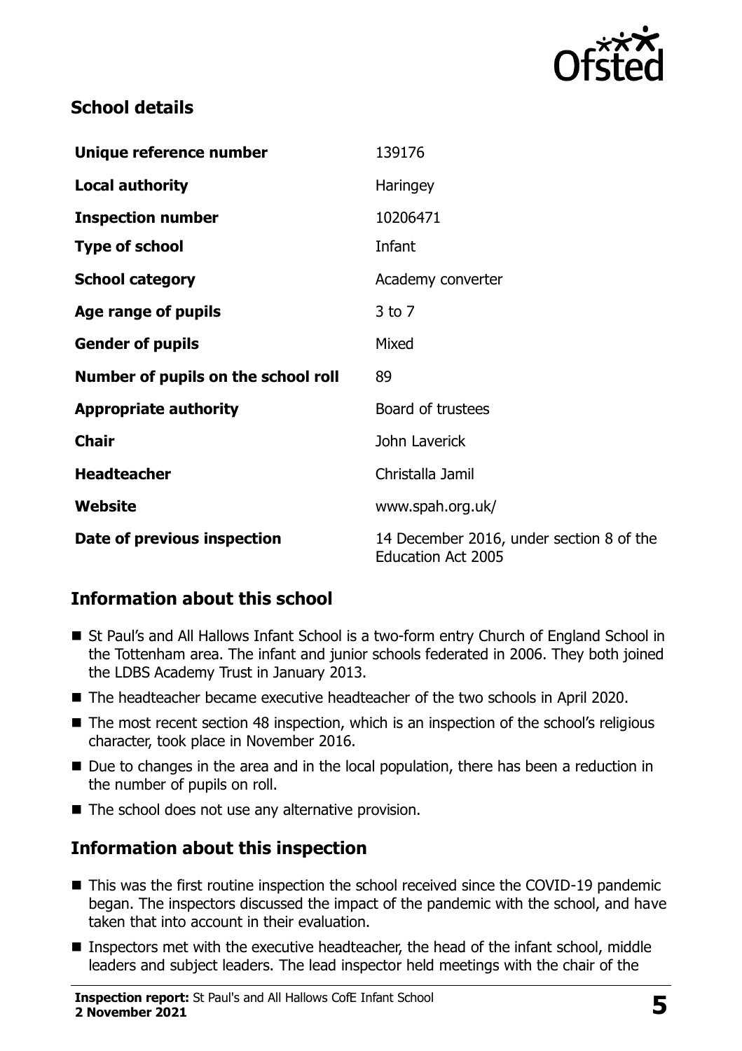## School details

| | |
|---|---|
| **Unique reference number** | 139176 |
| **Local authority** | Haringey |
| **Inspection number** | 10206471 |
| **Type of school** | Infant |
| **School category** | Academy converter |
| **Age range of pupils** | 3 to 7 |
| **Gender of pupils** | Mixed |
| **Number of pupils on the school roll** | 89 |
| **Appropriate authority** | Board of trustees |
| **Chair** | John Laverick |
| **Headteacher** | Christalla Jamil |
| **Website** | www.spah.org.uk/ |
| **Date of previous inspection** | 14 December 2016, under section 8 of the Education Act 2005 |

## Information about this school

- St Paul's and All Hallows Infant School is a two-form entry Church of England School in the Tottenham area. The infant and junior schools federated in 2006. They both joined the LDBS Academy Trust in January 2013.
- The headteacher became executive headteacher of the two schools in April 2020.
- The most recent section 48 inspection, which is an inspection of the school's religious character, took place in November 2016.
- Due to changes in the area and in the local population, there has been a reduction in the number of pupils on roll.
- The school does not use any alternative provision.

## Information about this inspection

- This was the first routine inspection the school received since the COVID-19 pandemic began. The inspectors discussed the impact of the pandemic with the school, and have taken that into account in their evaluation.
- Inspectors met with the executive headteacher, the head of the infant school, middle leaders and subject leaders. The lead inspector held meetings with the chair of the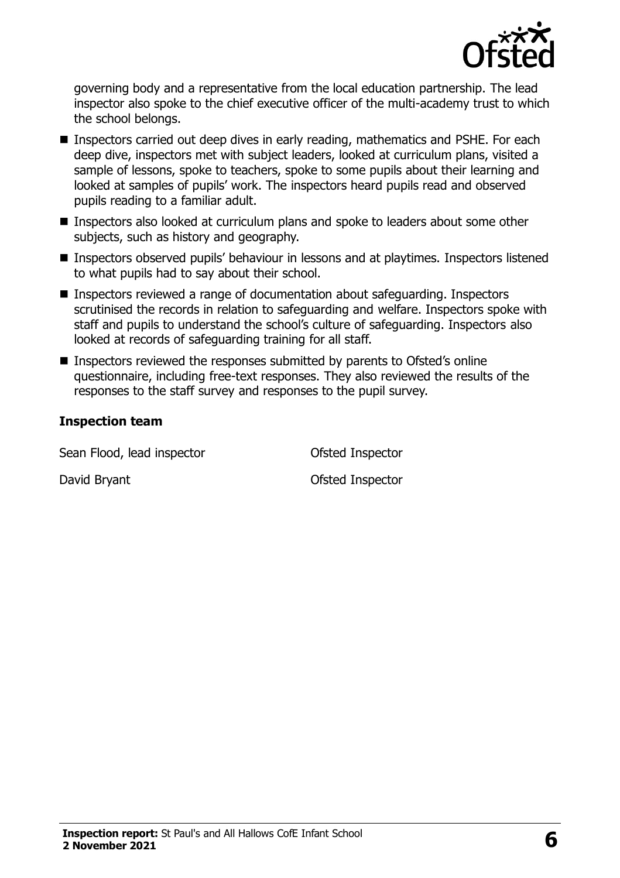governing body and a representative from the local education partnership. The lead inspector also spoke to the chief executive officer of the multi-academy trust to which the school belongs.

- Inspectors carried out deep dives in early reading, mathematics and PSHE. For each deep dive, inspectors met with subject leaders, looked at curriculum plans, visited a sample of lessons, spoke to teachers, spoke to some pupils about their learning and looked at samples of pupils' work. The inspectors heard pupils read and observed pupils reading to a familiar adult.
- Inspectors also looked at curriculum plans and spoke to leaders about some other subjects, such as history and geography.
- Inspectors observed pupils' behaviour in lessons and at playtimes. Inspectors listened to what pupils had to say about their school.
- Inspectors reviewed a range of documentation about safeguarding. Inspectors scrutinised the records in relation to safeguarding and welfare. Inspectors spoke with staff and pupils to understand the school's culture of safeguarding. Inspectors also looked at records of safeguarding training for all staff.
- Inspectors reviewed the responses submitted by parents to Ofsted's online questionnaire, including free-text responses. They also reviewed the results of the responses to the staff survey and responses to the pupil survey.

### Inspection team

| | |
|---|---|
| Sean Flood, lead inspector | Ofsted Inspector |
| David Bryant | Ofsted Inspector |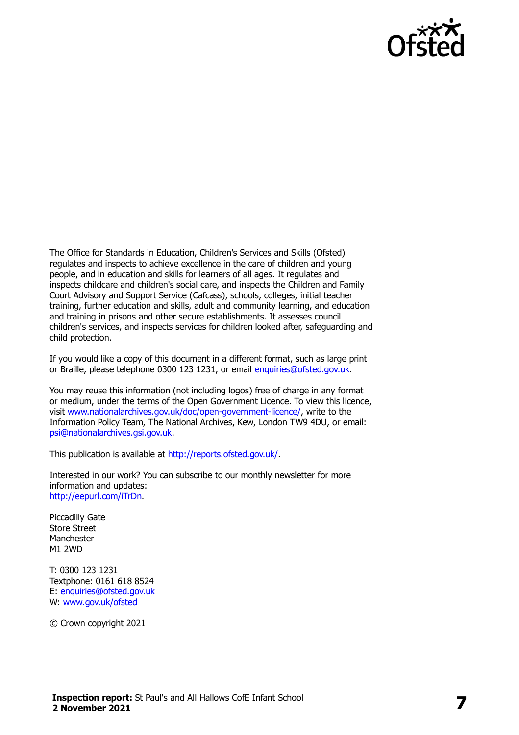The Office for Standards in Education, Children's Services and Skills (Ofsted) regulates and inspects to achieve excellence in the care of children and young people, and in education and skills for learners of all ages. It regulates and inspects childcare and children's social care, and inspects the Children and Family Court Advisory and Support Service (Cafcass), schools, colleges, initial teacher training, further education and skills, adult and community learning, and education and training in prisons and other secure establishments. It assesses council children's services, and inspects services for children looked after, safeguarding and child protection.

If you would like a copy of this document in a different format, such as large print or Braille, please telephone 0300 123 1231, or email enquiries@ofsted.gov.uk.

You may reuse this information (not including logos) free of charge in any format or medium, under the terms of the Open Government Licence. To view this licence, visit www.nationalarchives.gov.uk/doc/open-government-licence/, write to the Information Policy Team, The National Archives, Kew, London TW9 4DU, or email: psi@nationalarchives.gsi.gov.uk.

This publication is available at http://reports.ofsted.gov.uk/.

Interested in our work? You can subscribe to our monthly newsletter for more information and updates:
http://eepurl.com/iTrDn.

Piccadilly Gate
Store Street
Manchester
M1 2WD

T: 0300 123 1231
Textphone: 0161 618 8524
E: enquiries@ofsted.gov.uk
W: www.gov.uk/ofsted

© Crown copyright 2021